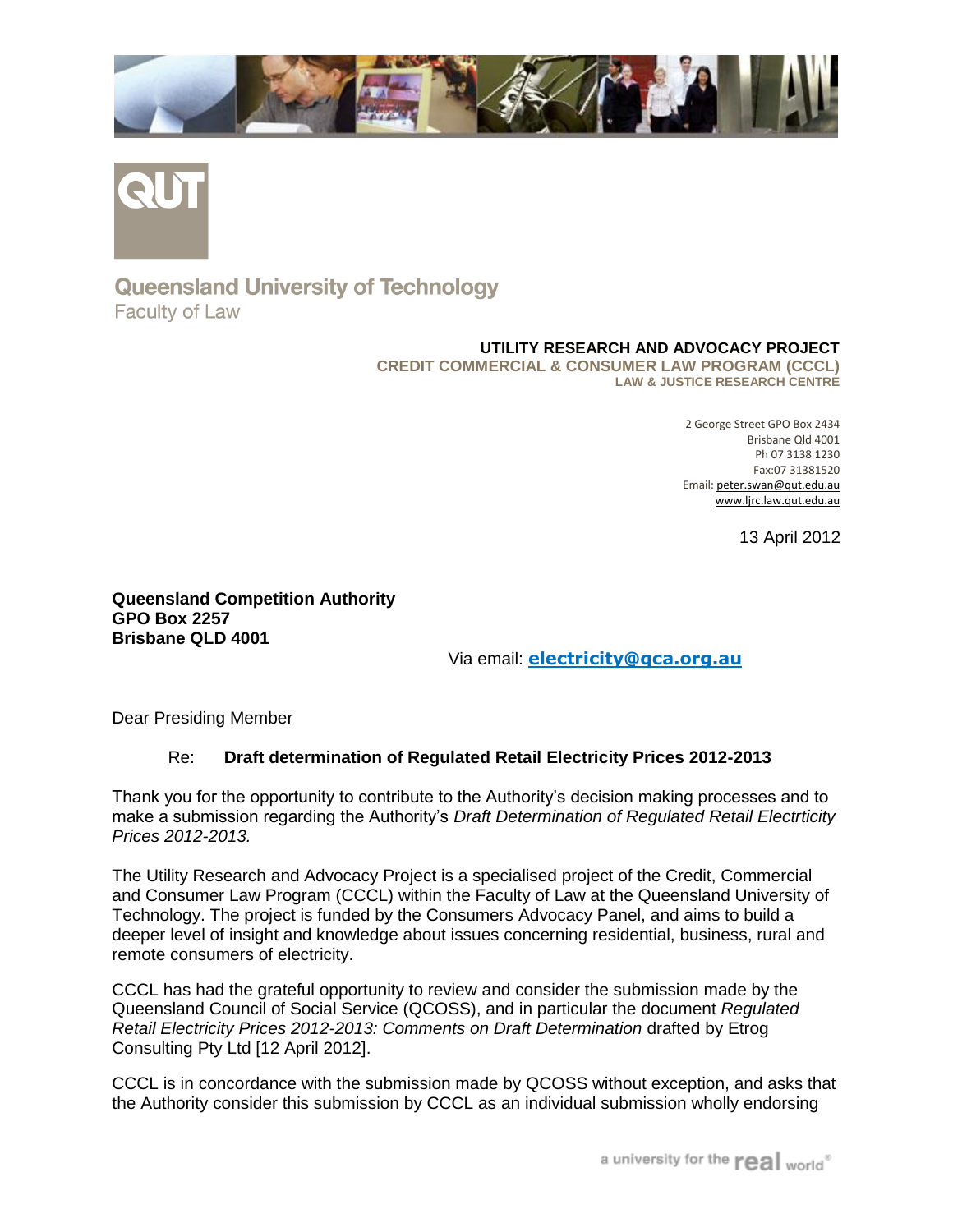**Queensland University of Technology**
Faculty of Law

**UTILITY RESEARCH AND ADVOCACY PROJECT**
**CREDIT COMMERCIAL & CONSUMER LAW PROGRAM (CCCL)**
**LAW & JUSTICE RESEARCH CENTRE**

2 George Street GPO Box 2434
Brisbane Qld 4001
Ph 07 3138 1230
Fax:07 31381520
Email: peter.swan@qut.edu.au
www.ljrc.law.qut.edu.au

13 April 2012

**Queensland Competition Authority**
**GPO Box 2257**
**Brisbane QLD 4001**

Via email: **electricity@qca.org.au**

Dear Presiding Member

Re: **Draft determination of Regulated Retail Electricity Prices 2012-2013**

Thank you for the opportunity to contribute to the Authority's decision making processes and to make a submission regarding the Authority's *Draft Determination of Regulated Retail Electrtricity Prices 2012-2013.*

The Utility Research and Advocacy Project is a specialised project of the Credit, Commercial and Consumer Law Program (CCCL) within the Faculty of Law at the Queensland University of Technology. The project is funded by the Consumers Advocacy Panel, and aims to build a deeper level of insight and knowledge about issues concerning residential, business, rural and remote consumers of electricity.

CCCL has had the grateful opportunity to review and consider the submission made by the Queensland Council of Social Service (QCOSS), and in particular the document *Regulated Retail Electricity Prices 2012-2013: Comments on Draft Determination* drafted by Etrog Consulting Pty Ltd [12 April 2012].

CCCL is in concordance with the submission made by QCOSS without exception, and asks that the Authority consider this submission by CCCL as an individual submission wholly endorsing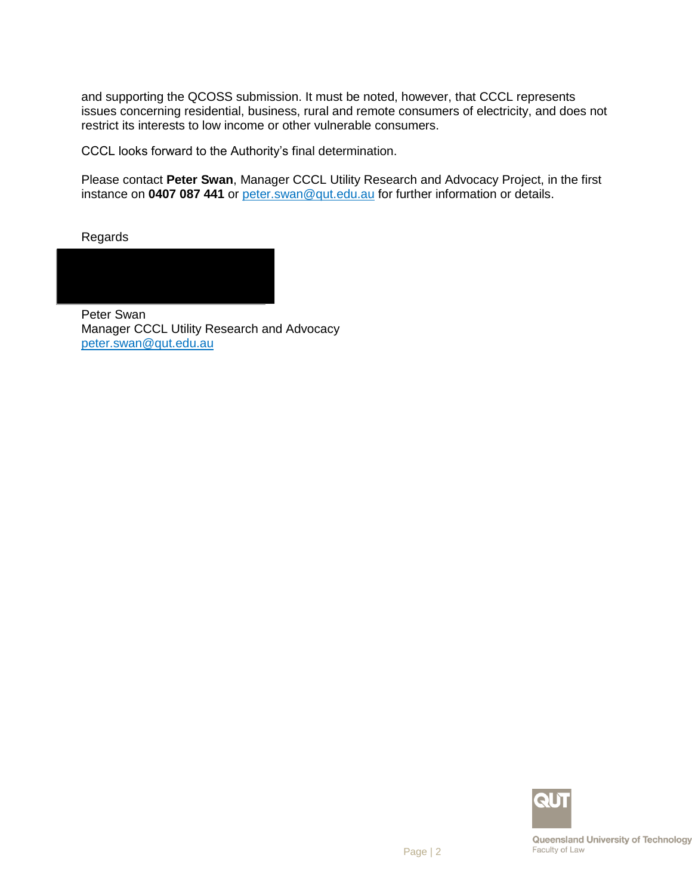and supporting the QCOSS submission. It must be noted, however, that CCCL represents issues concerning residential, business, rural and remote consumers of electricity, and does not restrict its interests to low income or other vulnerable consumers.

CCCL looks forward to the Authority's final determination.

Please contact **Peter Swan**, Manager CCCL Utility Research and Advocacy Project, in the first instance on **0407 087 441** or peter.swan@qut.edu.au for further information or details.

Regards

Peter Swan
Manager CCCL Utility Research and Advocacy
peter.swan@qut.edu.au